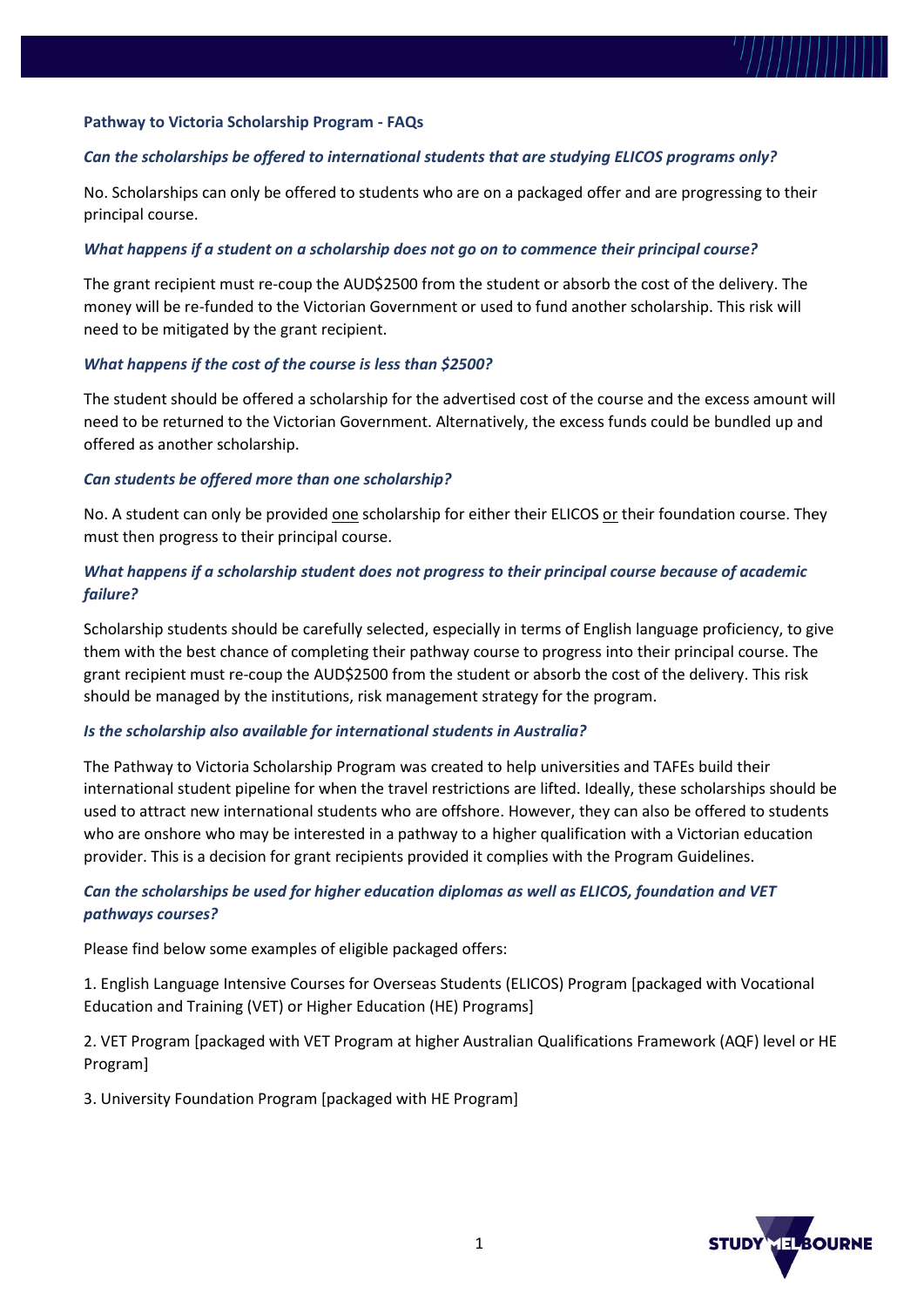**Pathway to Victoria Scholarship Program - FAQs**

***Can the scholarships be offered to international students that are studying ELICOS programs only?***

No. Scholarships can only be offered to students who are on a packaged offer and are progressing to their principal course.

***What happens if a student on a scholarship does not go on to commence their principal course?***

The grant recipient must re-coup the AUD$2500 from the student or absorb the cost of the delivery. The money will be re-funded to the Victorian Government or used to fund another scholarship. This risk will need to be mitigated by the grant recipient.

***What happens if the cost of the course is less than $2500?***

The student should be offered a scholarship for the advertised cost of the course and the excess amount will need to be returned to the Victorian Government. Alternatively, the excess funds could be bundled up and offered as another scholarship.

***Can students be offered more than one scholarship?***

No. A student can only be provided one scholarship for either their ELICOS or their foundation course. They must then progress to their principal course.

***What happens if a scholarship student does not progress to their principal course because of academic failure?***

Scholarship students should be carefully selected, especially in terms of English language proficiency, to give them with the best chance of completing their pathway course to progress into their principal course. The grant recipient must re-coup the AUD$2500 from the student or absorb the cost of the delivery. This risk should be managed by the institutions, risk management strategy for the program.

***Is the scholarship also available for international students in Australia?***

The Pathway to Victoria Scholarship Program was created to help universities and TAFEs build their international student pipeline for when the travel restrictions are lifted. Ideally, these scholarships should be used to attract new international students who are offshore. However, they can also be offered to students who are onshore who may be interested in a pathway to a higher qualification with a Victorian education provider. This is a decision for grant recipients provided it complies with the Program Guidelines.

***Can the scholarships be used for higher education diplomas as well as ELICOS, foundation and VET pathways courses?***

Please find below some examples of eligible packaged offers:

1. English Language Intensive Courses for Overseas Students (ELICOS) Program [packaged with Vocational Education and Training (VET) or Higher Education (HE) Programs]

2. VET Program [packaged with VET Program at higher Australian Qualifications Framework (AQF) level or HE Program]

3. University Foundation Program [packaged with HE Program]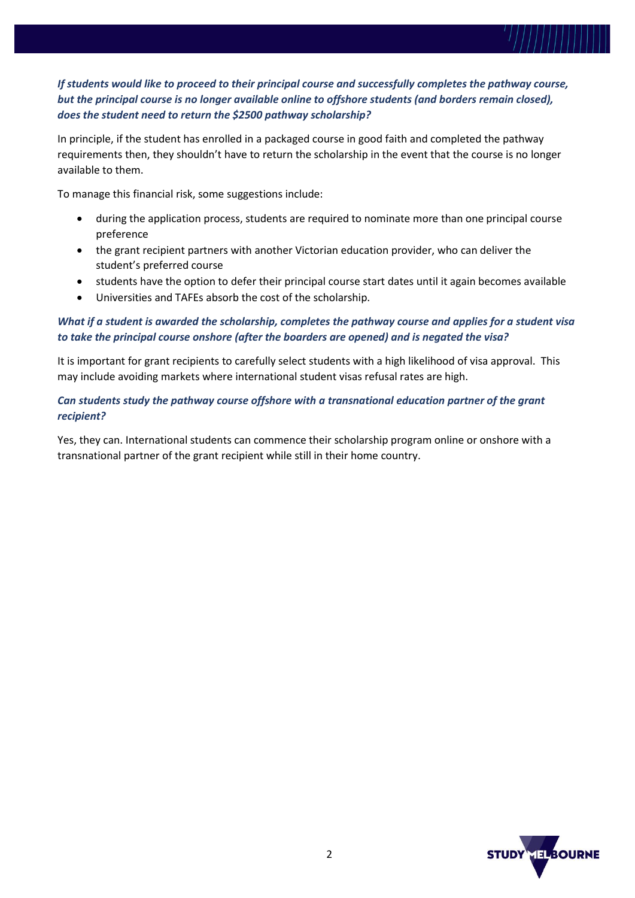***If students would like to proceed to their principal course and successfully completes the pathway course, but the principal course is no longer available online to offshore students (and borders remain closed), does the student need to return the $2500 pathway scholarship?***

In principle, if the student has enrolled in a packaged course in good faith and completed the pathway requirements then, they shouldn't have to return the scholarship in the event that the course is no longer available to them.

To manage this financial risk, some suggestions include:

- during the application process, students are required to nominate more than one principal course preference
- the grant recipient partners with another Victorian education provider, who can deliver the student's preferred course
- students have the option to defer their principal course start dates until it again becomes available
- Universities and TAFEs absorb the cost of the scholarship.

***What if a student is awarded the scholarship, completes the pathway course and applies for a student visa to take the principal course onshore (after the boarders are opened) and is negated the visa?***

It is important for grant recipients to carefully select students with a high likelihood of visa approval. This may include avoiding markets where international student visas refusal rates are high.

***Can students study the pathway course offshore with a transnational education partner of the grant recipient?***

Yes, they can. International students can commence their scholarship program online or onshore with a transnational partner of the grant recipient while still in their home country.